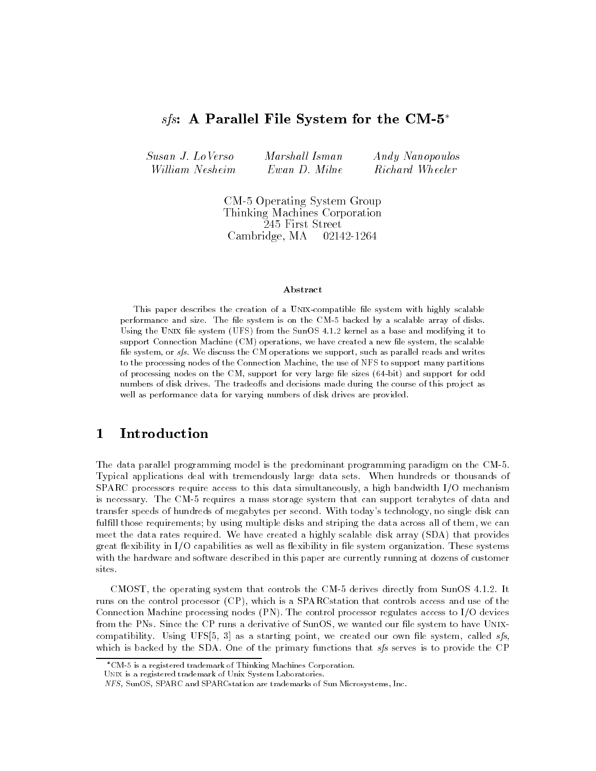# *sfs*: A Parallel File System for the CM-5*

*Susan J. LoVerso* &nbsp;&nbsp; *Marshall Isman* &nbsp;&nbsp; *Andy Nanopoulos*
*William Nesheim* &nbsp;&nbsp; *Ewan D. Milne* &nbsp;&nbsp; *Richard Wheeler*

CM-5 Operating System Group
Thinking Machines Corporation
245 First Street
Cambridge, MA 02142-1264

### Abstract

This paper describes the creation of a UNIX-compatible file system with highly scalable performance and size. The file system is on the CM-5 backed by a scalable array of disks. Using the UNIX file system (UFS) from the SunOS 4.1.2 kernel as a base and modifying it to support Connection Machine (CM) operations, we have created a new file system, the scalable file system, or *sfs*. We discuss the CM operations we support, such as parallel reads and writes to the processing nodes of the Connection Machine, the use of NFS to support many partitions of processing nodes on the CM, support for very large file sizes (64-bit) and support for odd numbers of disk drives. The tradeoffs and decisions made during the course of this project as well as performance data for varying numbers of disk drives are provided.

## 1 Introduction

The data parallel programming model is the predominant programming paradigm on the CM-5. Typical applications deal with tremendously large data sets. When hundreds or thousands of SPARC processors require access to this data simultaneously, a high bandwidth I/O mechanism is necessary. The CM-5 requires a mass storage system that can support terabytes of data and transfer speeds of hundreds of megabytes per second. With today's technology, no single disk can fulfill those requirements; by using multiple disks and striping the data across all of them, we can meet the data rates required. We have created a highly scalable disk array (SDA) that provides great flexibility in I/O capabilities as well as flexibility in file system organization. These systems with the hardware and software described in this paper are currently running at dozens of customer sites.

CMOST, the operating system that controls the CM-5 derives directly from SunOS 4.1.2. It runs on the control processor (CP), which is a SPARCstation that controls access and use of the Connection Machine processing nodes (PN). The control processor regulates access to I/O devices from the PNs. Since the CP runs a derivative of SunOS, we wanted our file system to have UNIX-compatibility. Using UFS[5, 3] as a starting point, we created our own file system, called *sfs*, which is backed by the SDA. One of the primary functions that *sfs* serves is to provide the CP

*CM-5 is a registered trademark of Thinking Machines Corporation.
UNIX is a registered trademark of Unix System Laboratories.
*NFS*, SunOS, SPARC and SPARCstation are trademarks of Sun Microsystems, Inc.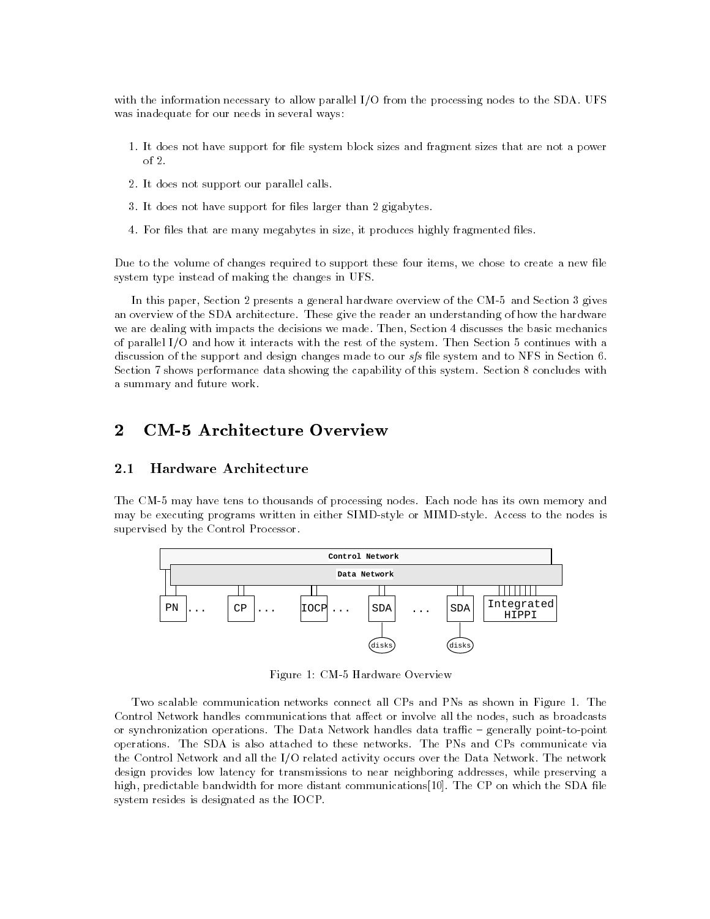with the information necessary to allow parallel I/O from the processing nodes to the SDA. UFS was inadequate for our needs in several ways:

1. It does not have support for file system block sizes and fragment sizes that are not a power of 2.
2. It does not support our parallel calls.
3. It does not have support for files larger than 2 gigabytes.
4. For files that are many megabytes in size, it produces highly fragmented files.

Due to the volume of changes required to support these four items, we chose to create a new file system type instead of making the changes in UFS.

In this paper, Section 2 presents a general hardware overview of the CM-5 and Section 3 gives an overview of the SDA architecture. These give the reader an understanding of how the hardware we are dealing with impacts the decisions we made. Then, Section 4 discusses the basic mechanics of parallel I/O and how it interacts with the rest of the system. Then Section 5 continues with a discussion of the support and design changes made to our *sfs* file system and to NFS in Section 6. Section 7 shows performance data showing the capability of this system. Section 8 concludes with a summary and future work.

# 2 CM-5 Architecture Overview

## 2.1 Hardware Architecture

The CM-5 may have tens to thousands of processing nodes. Each node has its own memory and may be executing programs written in either SIMD-style or MIMD-style. Access to the nodes is supervised by the Control Processor.

Figure 1: CM-5 Hardware Overview

Two scalable communication networks connect all CPs and PNs as shown in Figure 1. The Control Network handles communications that affect or involve all the nodes, such as broadcasts or synchronization operations. The Data Network handles data traffic – generally point-to-point operations. The SDA is also attached to these networks. The PNs and CPs communicate via the Control Network and all the I/O related activity occurs over the Data Network. The network design provides low latency for transmissions to near neighboring addresses, while preserving a high, predictable bandwidth for more distant communications[10]. The CP on which the SDA file system resides is designated as the IOCP.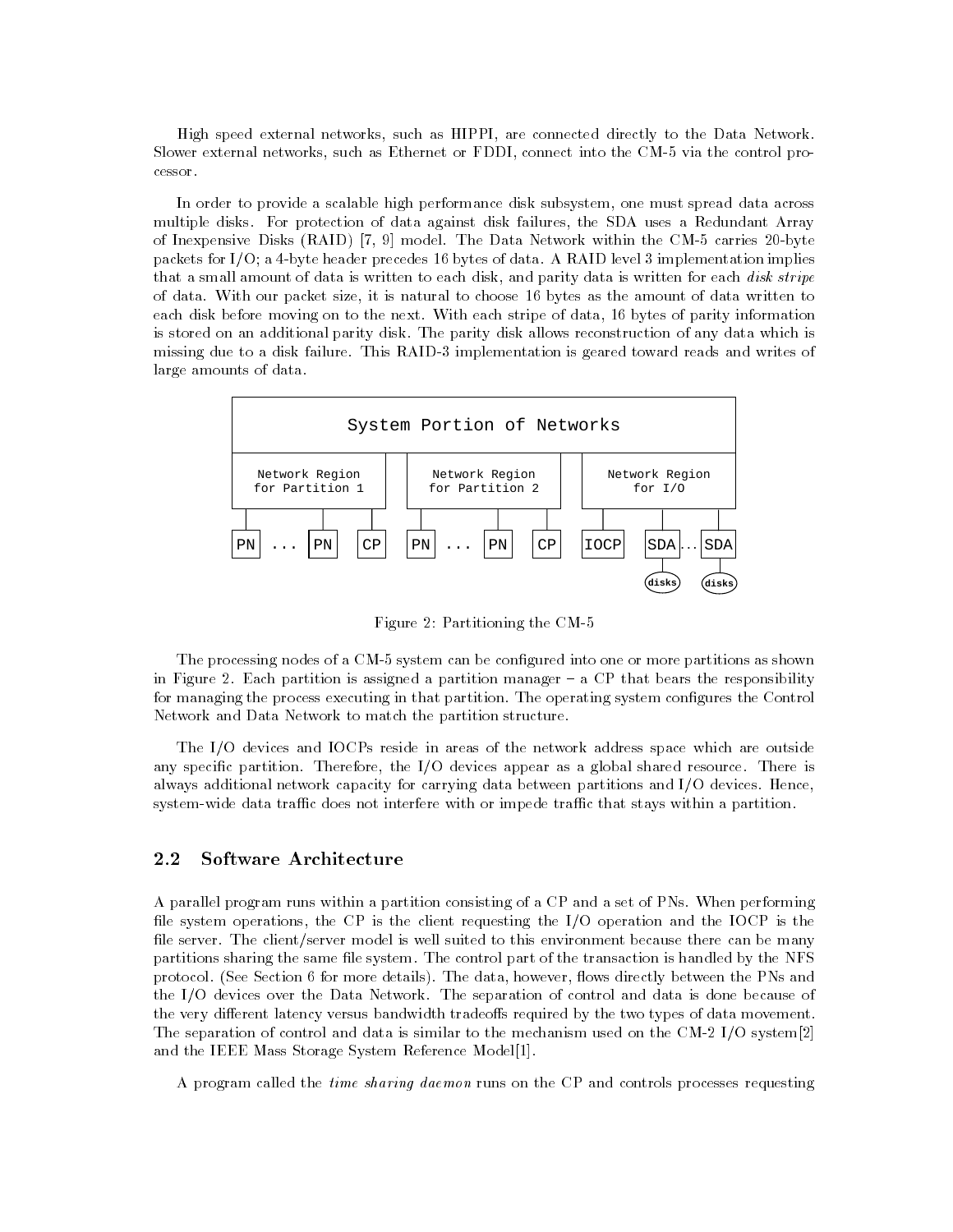High speed external networks, such as HIPPI, are connected directly to the Data Network. Slower external networks, such as Ethernet or FDDI, connect into the CM-5 via the control processor.

In order to provide a scalable high performance disk subsystem, one must spread data across multiple disks. For protection of data against disk failures, the SDA uses a Redundant Array of Inexpensive Disks (RAID) [7, 9] model. The Data Network within the CM-5 carries 20-byte packets for I/O; a 4-byte header precedes 16 bytes of data. A RAID level 3 implementation implies that a small amount of data is written to each disk, and parity data is written for each *disk stripe* of data. With our packet size, it is natural to choose 16 bytes as the amount of data written to each disk before moving on to the next. With each stripe of data, 16 bytes of parity information is stored on an additional parity disk. The parity disk allows reconstruction of any data which is missing due to a disk failure. This RAID-3 implementation is geared toward reads and writes of large amounts of data.

```
                        System Portion of Networks
 ---------------------------------------------------------------------
 Network Region          Network Region          Network Region
 for Partition 1         for Partition 2         for I/O

 PN ... PN  CP           PN ... PN  CP           IOCP  SDA ... SDA
                                                        |       |
                                                      disks   disks
```

Figure 2: Partitioning the CM-5

The processing nodes of a CM-5 system can be configured into one or more partitions as shown in Figure 2. Each partition is assigned a partition manager – a CP that bears the responsibility for managing the process executing in that partition. The operating system configures the Control Network and Data Network to match the partition structure.

The I/O devices and IOCPs reside in areas of the network address space which are outside any specific partition. Therefore, the I/O devices appear as a global shared resource. There is always additional network capacity for carrying data between partitions and I/O devices. Hence, system-wide data traffic does not interfere with or impede traffic that stays within a partition.

## 2.2 Software Architecture

A parallel program runs within a partition consisting of a CP and a set of PNs. When performing file system operations, the CP is the client requesting the I/O operation and the IOCP is the file server. The client/server model is well suited to this environment because there can be many partitions sharing the same file system. The control part of the transaction is handled by the NFS protocol. (See Section 6 for more details). The data, however, flows directly between the PNs and the I/O devices over the Data Network. The separation of control and data is done because of the very different latency versus bandwidth tradeoffs required by the two types of data movement. The separation of control and data is similar to the mechanism used on the CM-2 I/O system[2] and the IEEE Mass Storage System Reference Model[1].

A program called the *time sharing daemon* runs on the CP and controls processes requesting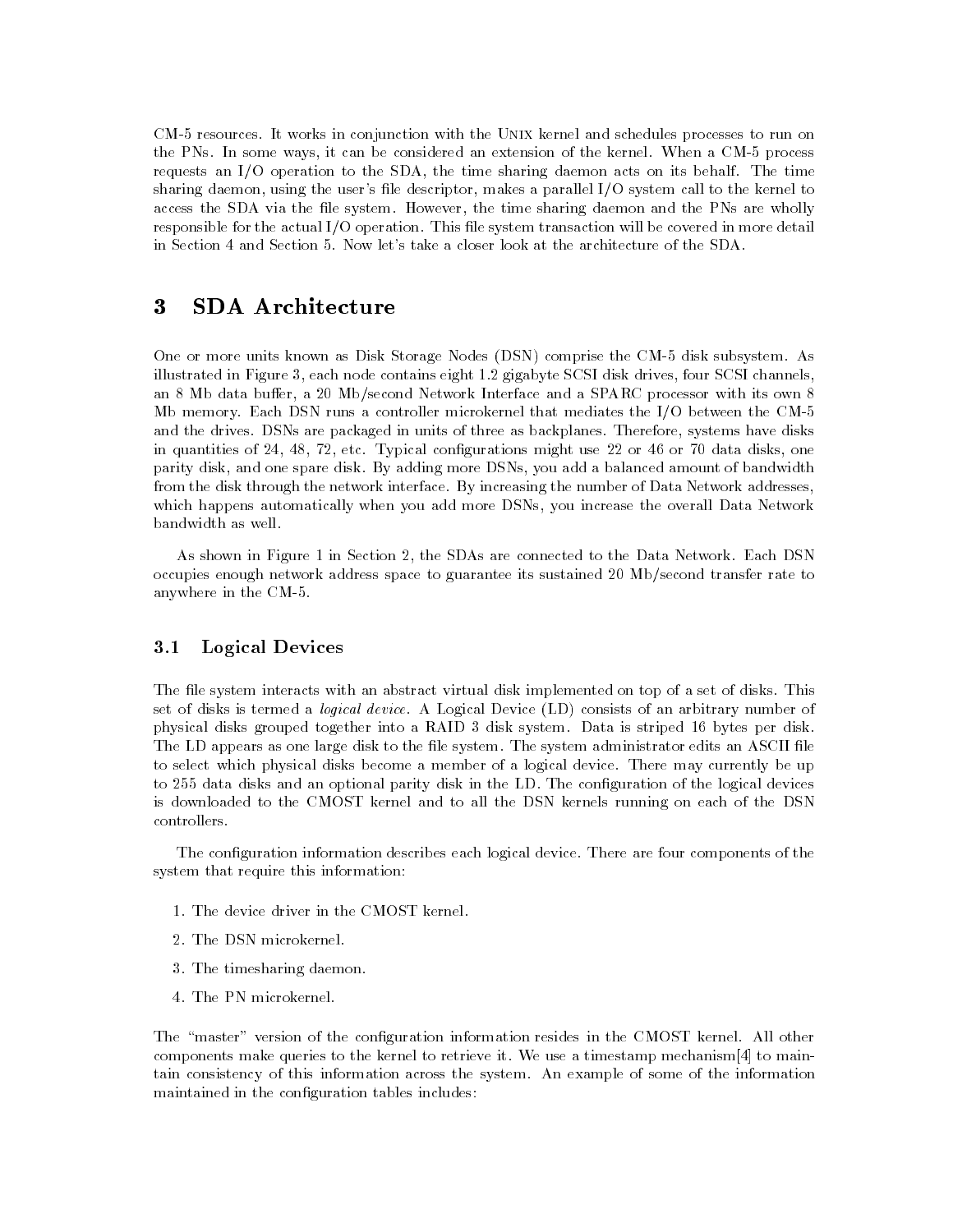CM-5 resources. It works in conjunction with the UNIX kernel and schedules processes to run on the PNs. In some ways, it can be considered an extension of the kernel. When a CM-5 process requests an I/O operation to the SDA, the time sharing daemon acts on its behalf. The time sharing daemon, using the user's file descriptor, makes a parallel I/O system call to the kernel to access the SDA via the file system. However, the time sharing daemon and the PNs are wholly responsible for the actual I/O operation. This file system transaction will be covered in more detail in Section 4 and Section 5. Now let's take a closer look at the architecture of the SDA.

# 3 SDA Architecture

One or more units known as Disk Storage Nodes (DSN) comprise the CM-5 disk subsystem. As illustrated in Figure 3, each node contains eight 1.2 gigabyte SCSI disk drives, four SCSI channels, an 8 Mb data buffer, a 20 Mb/second Network Interface and a SPARC processor with its own 8 Mb memory. Each DSN runs a controller microkernel that mediates the I/O between the CM-5 and the drives. DSNs are packaged in units of three as backplanes. Therefore, systems have disks in quantities of 24, 48, 72, etc. Typical configurations might use 22 or 46 or 70 data disks, one parity disk, and one spare disk. By adding more DSNs, you add a balanced amount of bandwidth from the disk through the network interface. By increasing the number of Data Network addresses, which happens automatically when you add more DSNs, you increase the overall Data Network bandwidth as well.

As shown in Figure 1 in Section 2, the SDAs are connected to the Data Network. Each DSN occupies enough network address space to guarantee its sustained 20 Mb/second transfer rate to anywhere in the CM-5.

## 3.1 Logical Devices

The file system interacts with an abstract virtual disk implemented on top of a set of disks. This set of disks is termed a *logical device*. A Logical Device (LD) consists of an arbitrary number of physical disks grouped together into a RAID 3 disk system. Data is striped 16 bytes per disk. The LD appears as one large disk to the file system. The system administrator edits an ASCII file to select which physical disks become a member of a logical device. There may currently be up to 255 data disks and an optional parity disk in the LD. The configuration of the logical devices is downloaded to the CMOST kernel and to all the DSN kernels running on each of the DSN controllers.

The configuration information describes each logical device. There are four components of the system that require this information:

1. The device driver in the CMOST kernel.
2. The DSN microkernel.
3. The timesharing daemon.
4. The PN microkernel.

The "master" version of the configuration information resides in the CMOST kernel. All other components make queries to the kernel to retrieve it. We use a timestamp mechanism[4] to maintain consistency of this information across the system. An example of some of the information maintained in the configuration tables includes: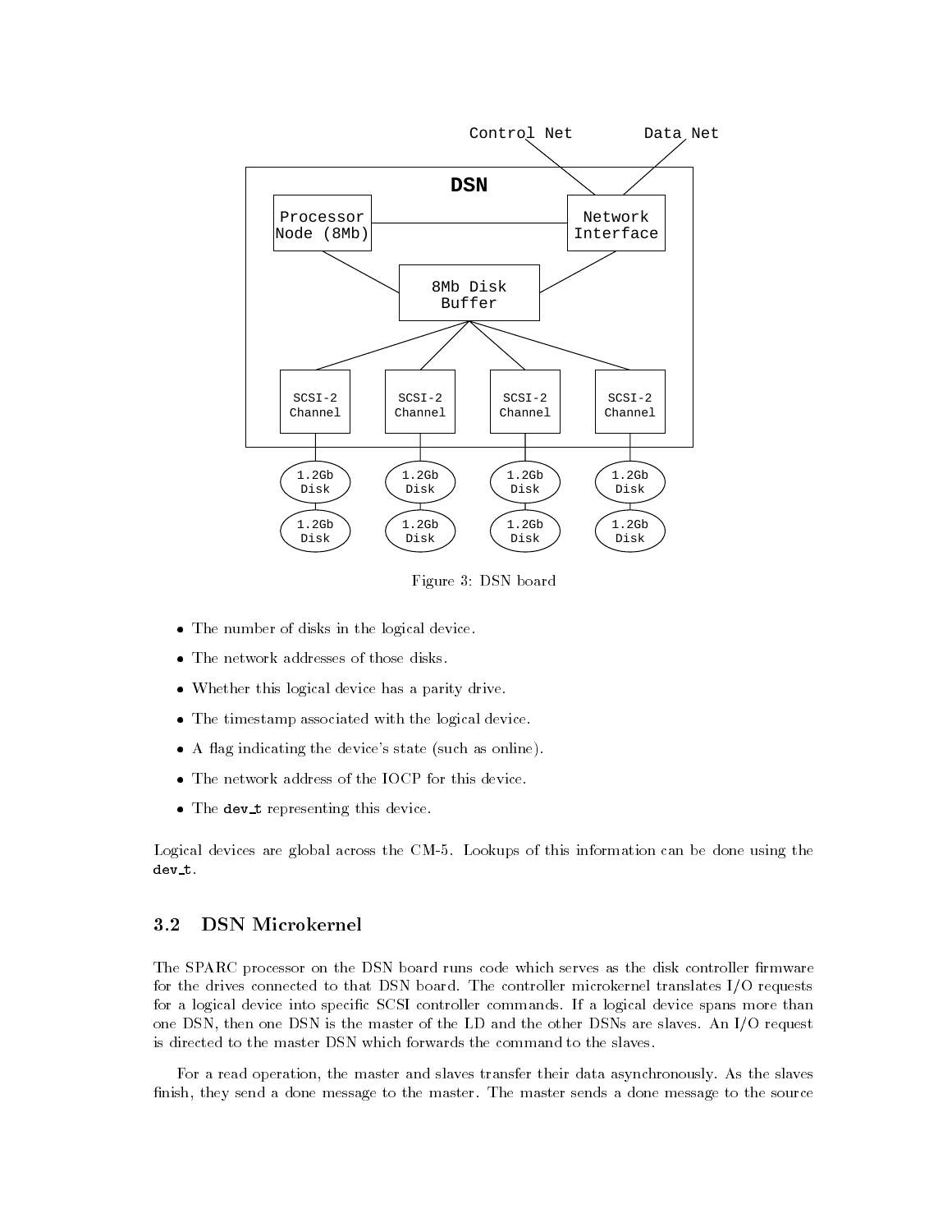Figure 3: DSN board

- The number of disks in the logical device.
- The network addresses of those disks.
- Whether this logical device has a parity drive.
- The timestamp associated with the logical device.
- A flag indicating the device's state (such as online).
- The network address of the IOCP for this device.
- The **dev_t** representing this device.

Logical devices are global across the CM-5. Lookups of this information can be done using the **dev_t**.

### 3.2 DSN Microkernel

The SPARC processor on the DSN board runs code which serves as the disk controller firmware for the drives connected to that DSN board. The controller microkernel translates I/O requests for a logical device into specific SCSI controller commands. If a logical device spans more than one DSN, then one DSN is the master of the LD and the other DSNs are slaves. An I/O request is directed to the master DSN which forwards the command to the slaves.

For a read operation, the master and slaves transfer their data asynchronously. As the slaves finish, they send a done message to the master. The master sends a done message to the source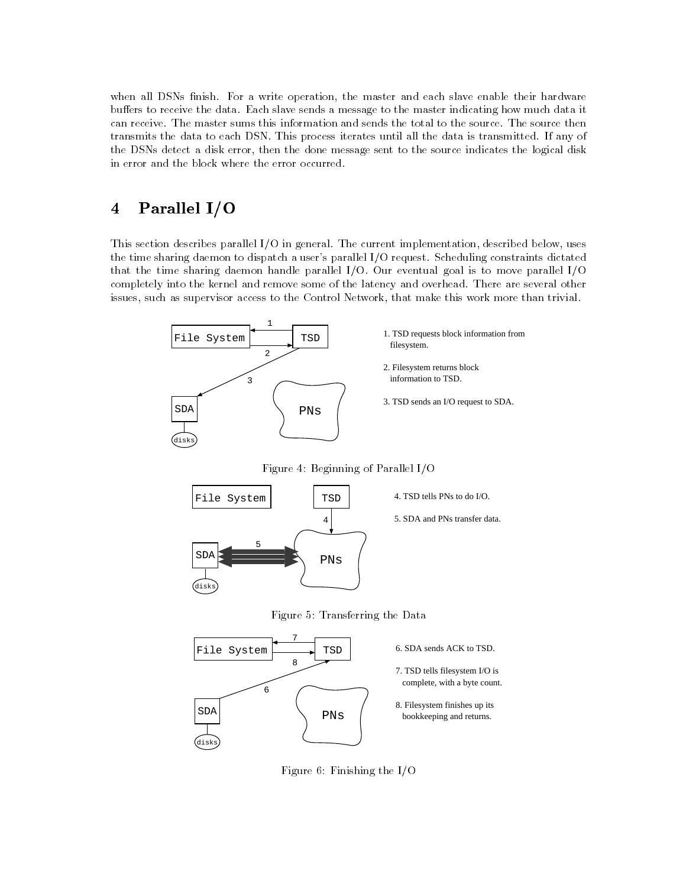when all DSNs finish. For a write operation, the master and each slave enable their hardware buffers to receive the data. Each slave sends a message to the master indicating how much data it can receive. The master sums this information and sends the total to the source. The source then transmits the data to each DSN. This process iterates until all the data is transmitted. If any of the DSNs detect a disk error, then the done message sent to the source indicates the logical disk in error and the block where the error occurred.

## 4 Parallel I/O

This section describes parallel I/O in general. The current implementation, described below, uses the time sharing daemon to dispatch a user's parallel I/O request. Scheduling constraints dictated that the time sharing daemon handle parallel I/O. Our eventual goal is to move parallel I/O completely into the kernel and remove some of the latency and overhead. There are several other issues, such as supervisor access to the Control Network, that make this work more than trivial.

1. TSD requests block information from filesystem.
2. Filesystem returns block information to TSD.
3. TSD sends an I/O request to SDA.

Figure 4: Beginning of Parallel I/O

4. TSD tells PNs to do I/O.
5. SDA and PNs transfer data.

Figure 5: Transferring the Data

6. SDA sends ACK to TSD.
7. TSD tells filesystem I/O is complete, with a byte count.
8. Filesystem finishes up its bookkeeping and returns.

Figure 6: Finishing the I/O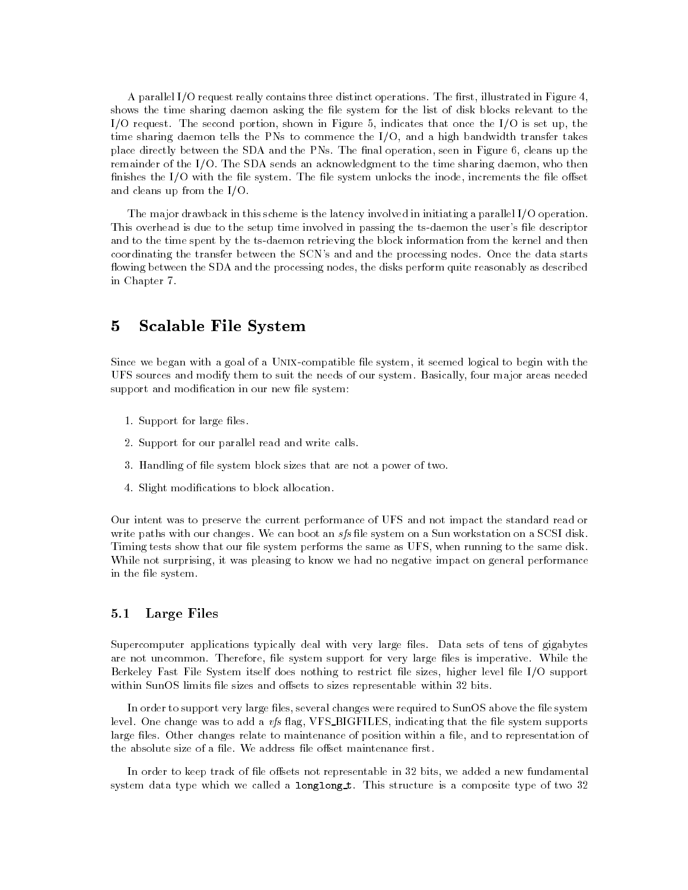A parallel I/O request really contains three distinct operations. The first, illustrated in Figure 4, shows the time sharing daemon asking the file system for the list of disk blocks relevant to the I/O request. The second portion, shown in Figure 5, indicates that once the I/O is set up, the time sharing daemon tells the PNs to commence the I/O, and a high bandwidth transfer takes place directly between the SDA and the PNs. The final operation, seen in Figure 6, cleans up the remainder of the I/O. The SDA sends an acknowledgment to the time sharing daemon, who then finishes the I/O with the file system. The file system unlocks the inode, increments the file offset and cleans up from the I/O.

The major drawback in this scheme is the latency involved in initiating a parallel I/O operation. This overhead is due to the setup time involved in passing the ts-daemon the user's file descriptor and to the time spent by the ts-daemon retrieving the block information from the kernel and then coordinating the transfer between the SCN's and and the processing nodes. Once the data starts flowing between the SDA and the processing nodes, the disks perform quite reasonably as described in Chapter 7.

# 5 Scalable File System

Since we began with a goal of a Unix-compatible file system, it seemed logical to begin with the UFS sources and modify them to suit the needs of our system. Basically, four major areas needed support and modification in our new file system:

1. Support for large files.
2. Support for our parallel read and write calls.
3. Handling of file system block sizes that are not a power of two.
4. Slight modifications to block allocation.

Our intent was to preserve the current performance of UFS and not impact the standard read or write paths with our changes. We can boot an *sfs* file system on a Sun workstation on a SCSI disk. Timing tests show that our file system performs the same as UFS, when running to the same disk. While not surprising, it was pleasing to know we had no negative impact on general performance in the file system.

## 5.1 Large Files

Supercomputer applications typically deal with very large files. Data sets of tens of gigabytes are not uncommon. Therefore, file system support for very large files is imperative. While the Berkeley Fast File System itself does nothing to restrict file sizes, higher level file I/O support within SunOS limits file sizes and offsets to sizes representable within 32 bits.

In order to support very large files, several changes were required to SunOS above the file system level. One change was to add a *vfs* flag, VFS_BIGFILES, indicating that the file system supports large files. Other changes relate to maintenance of position within a file, and to representation of the absolute size of a file. We address file offset maintenance first.

In order to keep track of file offsets not representable in 32 bits, we added a new fundamental system data type which we called a `longlong_t`. This structure is a composite type of two 32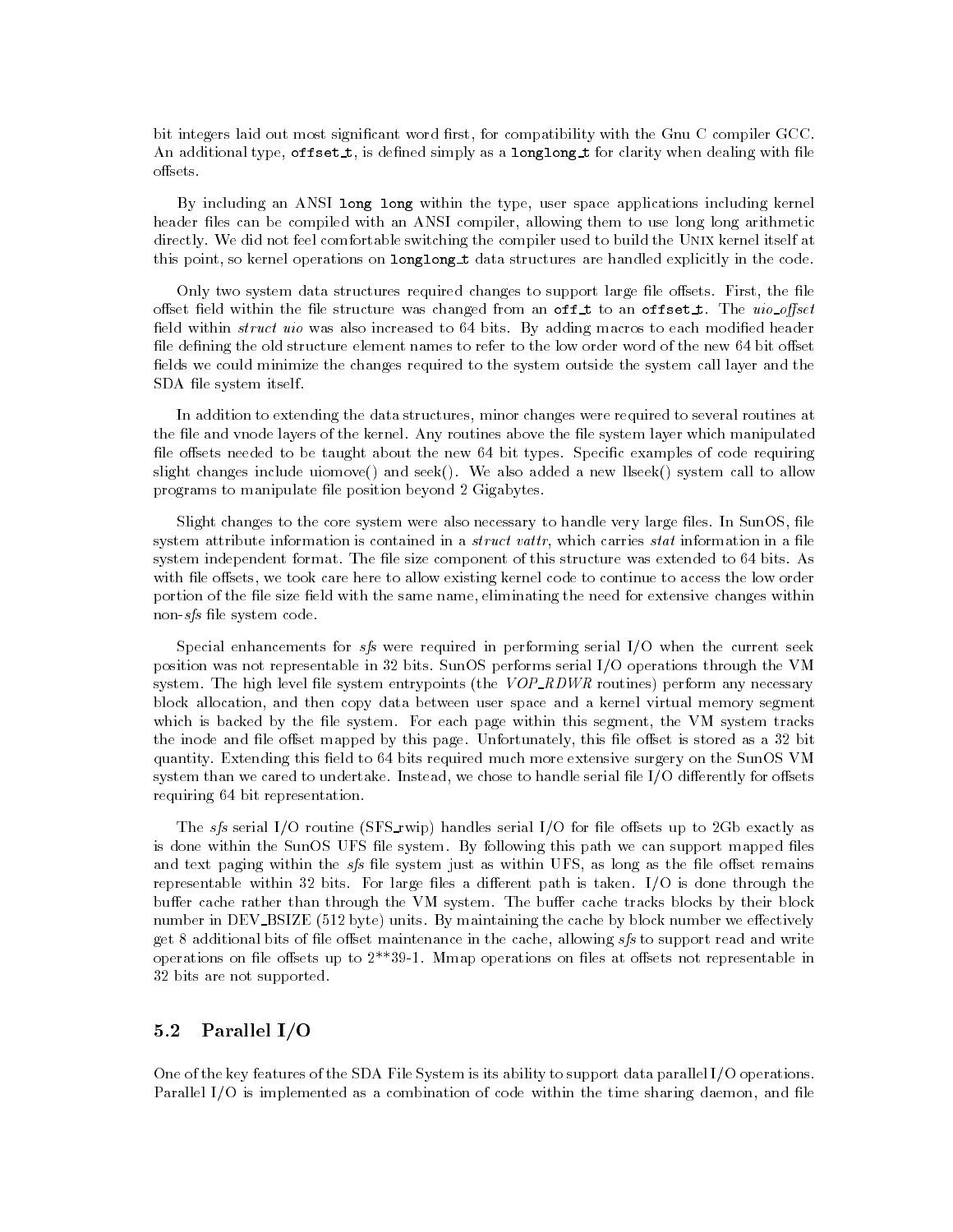bit integers laid out most significant word first, for compatibility with the Gnu C compiler GCC. An additional type, `offset_t`, is defined simply as a `longlong_t` for clarity when dealing with file offsets.

By including an ANSI `long long` within the type, user space applications including kernel header files can be compiled with an ANSI compiler, allowing them to use long long arithmetic directly. We did not feel comfortable switching the compiler used to build the UNIX kernel itself at this point, so kernel operations on `longlong_t` data structures are handled explicitly in the code.

Only two system data structures required changes to support large file offsets. First, the file offset field within the file structure was changed from an `off_t` to an `offset_t`. The *uio_offset* field within *struct uio* was also increased to 64 bits. By adding macros to each modified header file defining the old structure element names to refer to the low order word of the new 64 bit offset fields we could minimize the changes required to the system outside the system call layer and the SDA file system itself.

In addition to extending the data structures, minor changes were required to several routines at the file and vnode layers of the kernel. Any routines above the file system layer which manipulated file offsets needed to be taught about the new 64 bit types. Specific examples of code requiring slight changes include uiomove() and seek(). We also added a new llseek() system call to allow programs to manipulate file position beyond 2 Gigabytes.

Slight changes to the core system were also necessary to handle very large files. In SunOS, file system attribute information is contained in a *struct vattr*, which carries *stat* information in a file system independent format. The file size component of this structure was extended to 64 bits. As with file offsets, we took care here to allow existing kernel code to continue to access the low order portion of the file size field with the same name, eliminating the need for extensive changes within non-*sfs* file system code.

Special enhancements for *sfs* were required in performing serial I/O when the current seek position was not representable in 32 bits. SunOS performs serial I/O operations through the VM system. The high level file system entrypoints (the *VOP_RDWR* routines) perform any necessary block allocation, and then copy data between user space and a kernel virtual memory segment which is backed by the file system. For each page within this segment, the VM system tracks the inode and file offset mapped by this page. Unfortunately, this file offset is stored as a 32 bit quantity. Extending this field to 64 bits required much more extensive surgery on the SunOS VM system than we cared to undertake. Instead, we chose to handle serial file I/O differently for offsets requiring 64 bit representation.

The *sfs* serial I/O routine (SFS_rwip) handles serial I/O for file offsets up to 2Gb exactly as is done within the SunOS UFS file system. By following this path we can support mapped files and text paging within the *sfs* file system just as within UFS, as long as the file offset remains representable within 32 bits. For large files a different path is taken. I/O is done through the buffer cache rather than through the VM system. The buffer cache tracks blocks by their block number in DEV_BSIZE (512 byte) units. By maintaining the cache by block number we effectively get 8 additional bits of file offset maintenance in the cache, allowing *sfs* to support read and write operations on file offsets up to 2**39-1. Mmap operations on files at offsets not representable in 32 bits are not supported.

## 5.2 Parallel I/O

One of the key features of the SDA File System is its ability to support data parallel I/O operations. Parallel I/O is implemented as a combination of code within the time sharing daemon, and file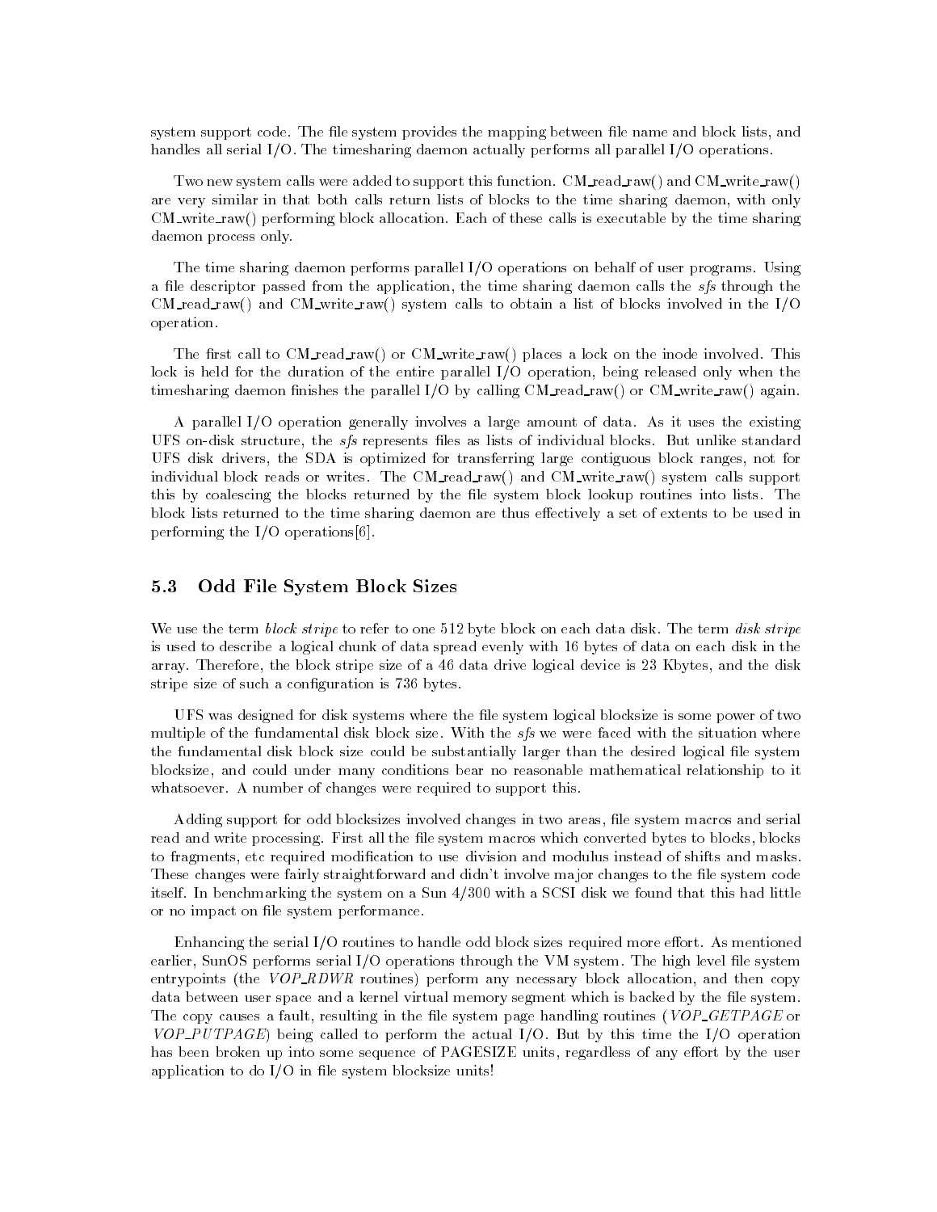system support code. The file system provides the mapping between file name and block lists, and handles all serial I/O. The timesharing daemon actually performs all parallel I/O operations.

Two new system calls were added to support this function. CM_read_raw() and CM_write_raw() are very similar in that both calls return lists of blocks to the time sharing daemon, with only CM_write_raw() performing block allocation. Each of these calls is executable by the time sharing daemon process only.

The time sharing daemon performs parallel I/O operations on behalf of user programs. Using a file descriptor passed from the application, the time sharing daemon calls the *sfs* through the CM_read_raw() and CM_write_raw() system calls to obtain a list of blocks involved in the I/O operation.

The first call to CM_read_raw() or CM_write_raw() places a lock on the inode involved. This lock is held for the duration of the entire parallel I/O operation, being released only when the timesharing daemon finishes the parallel I/O by calling CM_read_raw() or CM_write_raw() again.

A parallel I/O operation generally involves a large amount of data. As it uses the existing UFS on-disk structure, the *sfs* represents files as lists of individual blocks. But unlike standard UFS disk drivers, the SDA is optimized for transferring large contiguous block ranges, not for individual block reads or writes. The CM_read_raw() and CM_write_raw() system calls support this by coalescing the blocks returned by the file system block lookup routines into lists. The block lists returned to the time sharing daemon are thus effectively a set of extents to be used in performing the I/O operations[6].

## 5.3 Odd File System Block Sizes

We use the term *block stripe* to refer to one 512 byte block on each data disk. The term *disk stripe* is used to describe a logical chunk of data spread evenly with 16 bytes of data on each disk in the array. Therefore, the block stripe size of a 46 data drive logical device is 23 Kbytes, and the disk stripe size of such a configuration is 736 bytes.

UFS was designed for disk systems where the file system logical blocksize is some power of two multiple of the fundamental disk block size. With the *sfs* we were faced with the situation where the fundamental disk block size could be substantially larger than the desired logical file system blocksize, and could under many conditions bear no reasonable mathematical relationship to it whatsoever. A number of changes were required to support this.

Adding support for odd blocksizes involved changes in two areas, file system macros and serial read and write processing. First all the file system macros which converted bytes to blocks, blocks to fragments, etc required modification to use division and modulus instead of shifts and masks. These changes were fairly straightforward and didn't involve major changes to the file system code itself. In benchmarking the system on a Sun 4/300 with a SCSI disk we found that this had little or no impact on file system performance.

Enhancing the serial I/O routines to handle odd block sizes required more effort. As mentioned earlier, SunOS performs serial I/O operations through the VM system. The high level file system entrypoints (the *VOP_RDWR* routines) perform any necessary block allocation, and then copy data between user space and a kernel virtual memory segment which is backed by the file system. The copy causes a fault, resulting in the file system page handling routines (*VOP_GETPAGE* or *VOP_PUTPAGE*) being called to perform the actual I/O. But by this time the I/O operation has been broken up into some sequence of PAGESIZE units, regardless of any effort by the user application to do I/O in file system blocksize units!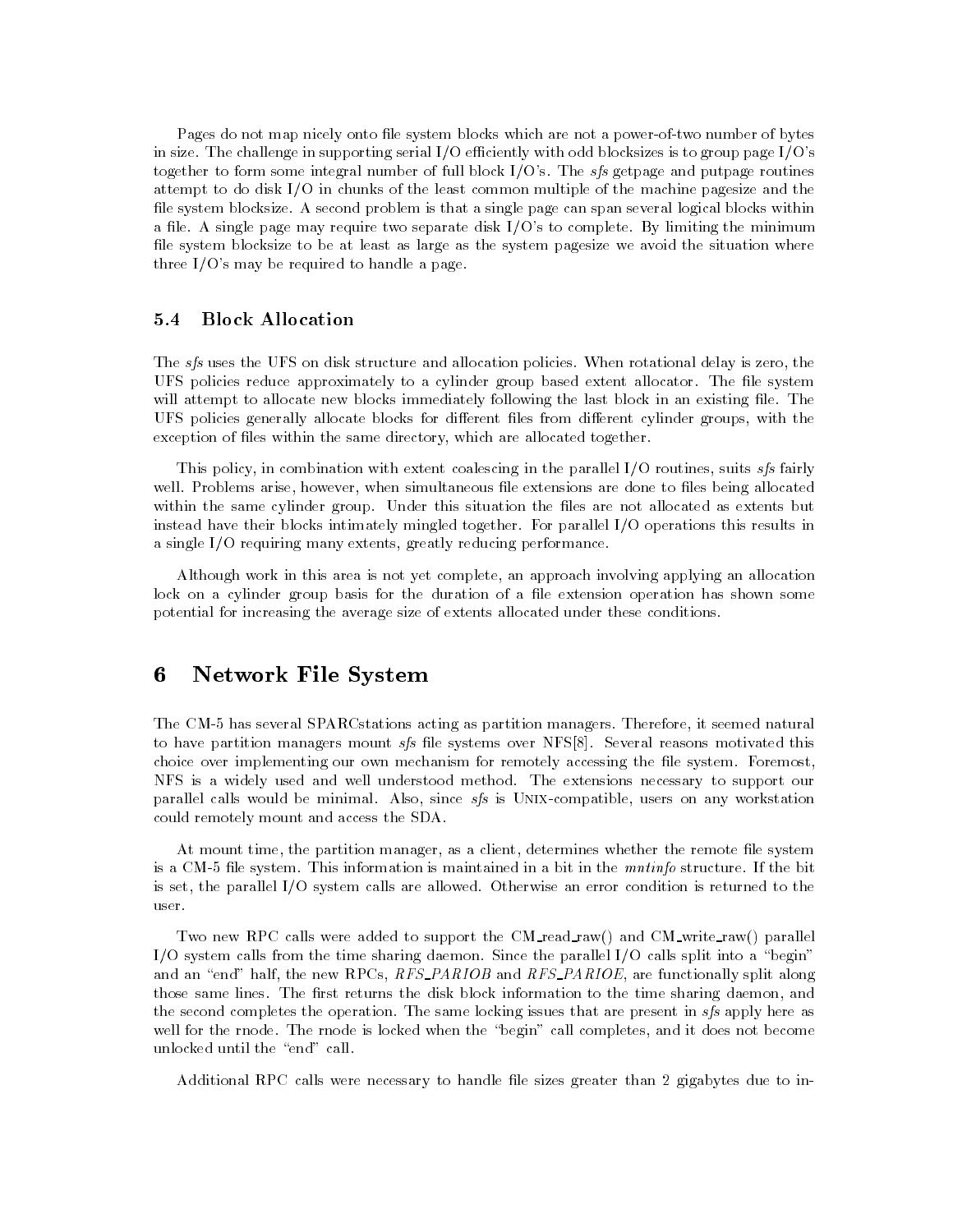Pages do not map nicely onto file system blocks which are not a power-of-two number of bytes in size. The challenge in supporting serial I/O efficiently with odd blocksizes is to group page I/O's together to form some integral number of full block I/O's. The *sfs* getpage and putpage routines attempt to do disk I/O in chunks of the least common multiple of the machine pagesize and the file system blocksize. A second problem is that a single page can span several logical blocks within a file. A single page may require two separate disk I/O's to complete. By limiting the minimum file system blocksize to be at least as large as the system pagesize we avoid the situation where three I/O's may be required to handle a page.

### 5.4 Block Allocation

The *sfs* uses the UFS on disk structure and allocation policies. When rotational delay is zero, the UFS policies reduce approximately to a cylinder group based extent allocator. The file system will attempt to allocate new blocks immediately following the last block in an existing file. The UFS policies generally allocate blocks for different files from different cylinder groups, with the exception of files within the same directory, which are allocated together.

This policy, in combination with extent coalescing in the parallel I/O routines, suits *sfs* fairly well. Problems arise, however, when simultaneous file extensions are done to files being allocated within the same cylinder group. Under this situation the files are not allocated as extents but instead have their blocks intimately mingled together. For parallel I/O operations this results in a single I/O requiring many extents, greatly reducing performance.

Although work in this area is not yet complete, an approach involving applying an allocation lock on a cylinder group basis for the duration of a file extension operation has shown some potential for increasing the average size of extents allocated under these conditions.

## 6 Network File System

The CM-5 has several SPARCstations acting as partition managers. Therefore, it seemed natural to have partition managers mount *sfs* file systems over NFS[8]. Several reasons motivated this choice over implementing our own mechanism for remotely accessing the file system. Foremost, NFS is a widely used and well understood method. The extensions necessary to support our parallel calls would be minimal. Also, since *sfs* is UNIX-compatible, users on any workstation could remotely mount and access the SDA.

At mount time, the partition manager, as a client, determines whether the remote file system is a CM-5 file system. This information is maintained in a bit in the *mntinfo* structure. If the bit is set, the parallel I/O system calls are allowed. Otherwise an error condition is returned to the user.

Two new RPC calls were added to support the CM_read_raw() and CM_write_raw() parallel I/O system calls from the time sharing daemon. Since the parallel I/O calls split into a "begin" and an "end" half, the new RPCs, *RFS_PARIOB* and *RFS_PARIOE*, are functionally split along those same lines. The first returns the disk block information to the time sharing daemon, and the second completes the operation. The same locking issues that are present in *sfs* apply here as well for the rnode. The rnode is locked when the "begin" call completes, and it does not become unlocked until the "end" call.

Additional RPC calls were necessary to handle file sizes greater than 2 gigabytes due to in-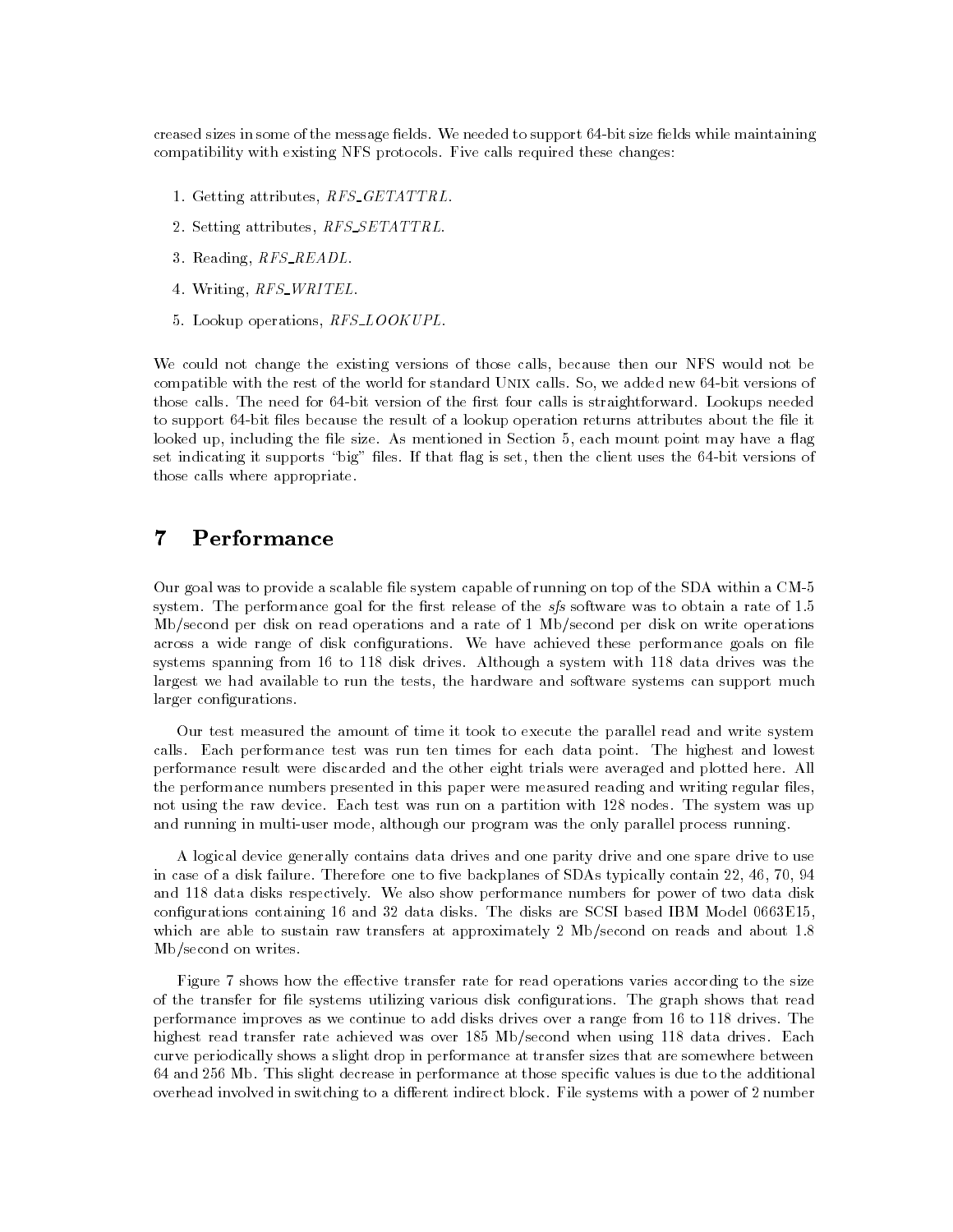creased sizes in some of the message fields. We needed to support 64-bit size fields while maintaining compatibility with existing NFS protocols. Five calls required these changes:

1. Getting attributes, *RFS_GETATTRL*.
2. Setting attributes, *RFS_SETATTRL*.
3. Reading, *RFS_READL*.
4. Writing, *RFS_WRITEL*.
5. Lookup operations, *RFS_LOOKUPL*.

We could not change the existing versions of those calls, because then our NFS would not be compatible with the rest of the world for standard UNIX calls. So, we added new 64-bit versions of those calls. The need for 64-bit version of the first four calls is straightforward. Lookups needed to support 64-bit files because the result of a lookup operation returns attributes about the file it looked up, including the file size. As mentioned in Section 5, each mount point may have a flag set indicating it supports "big" files. If that flag is set, then the client uses the 64-bit versions of those calls where appropriate.

# 7 Performance

Our goal was to provide a scalable file system capable of running on top of the SDA within a CM-5 system. The performance goal for the first release of the *sfs* software was to obtain a rate of 1.5 Mb/second per disk on read operations and a rate of 1 Mb/second per disk on write operations across a wide range of disk configurations. We have achieved these performance goals on file systems spanning from 16 to 118 disk drives. Although a system with 118 data drives was the largest we had available to run the tests, the hardware and software systems can support much larger configurations.

Our test measured the amount of time it took to execute the parallel read and write system calls. Each performance test was run ten times for each data point. The highest and lowest performance result were discarded and the other eight trials were averaged and plotted here. All the performance numbers presented in this paper were measured reading and writing regular files, not using the raw device. Each test was run on a partition with 128 nodes. The system was up and running in multi-user mode, although our program was the only parallel process running.

A logical device generally contains data drives and one parity drive and one spare drive to use in case of a disk failure. Therefore one to five backplanes of SDAs typically contain 22, 46, 70, 94 and 118 data disks respectively. We also show performance numbers for power of two data disk configurations containing 16 and 32 data disks. The disks are SCSI based IBM Model 0663E15, which are able to sustain raw transfers at approximately 2 Mb/second on reads and about 1.8 Mb/second on writes.

Figure 7 shows how the effective transfer rate for read operations varies according to the size of the transfer for file systems utilizing various disk configurations. The graph shows that read performance improves as we continue to add disks drives over a range from 16 to 118 drives. The highest read transfer rate achieved was over 185 Mb/second when using 118 data drives. Each curve periodically shows a slight drop in performance at transfer sizes that are somewhere between 64 and 256 Mb. This slight decrease in performance at those specific values is due to the additional overhead involved in switching to a different indirect block. File systems with a power of 2 number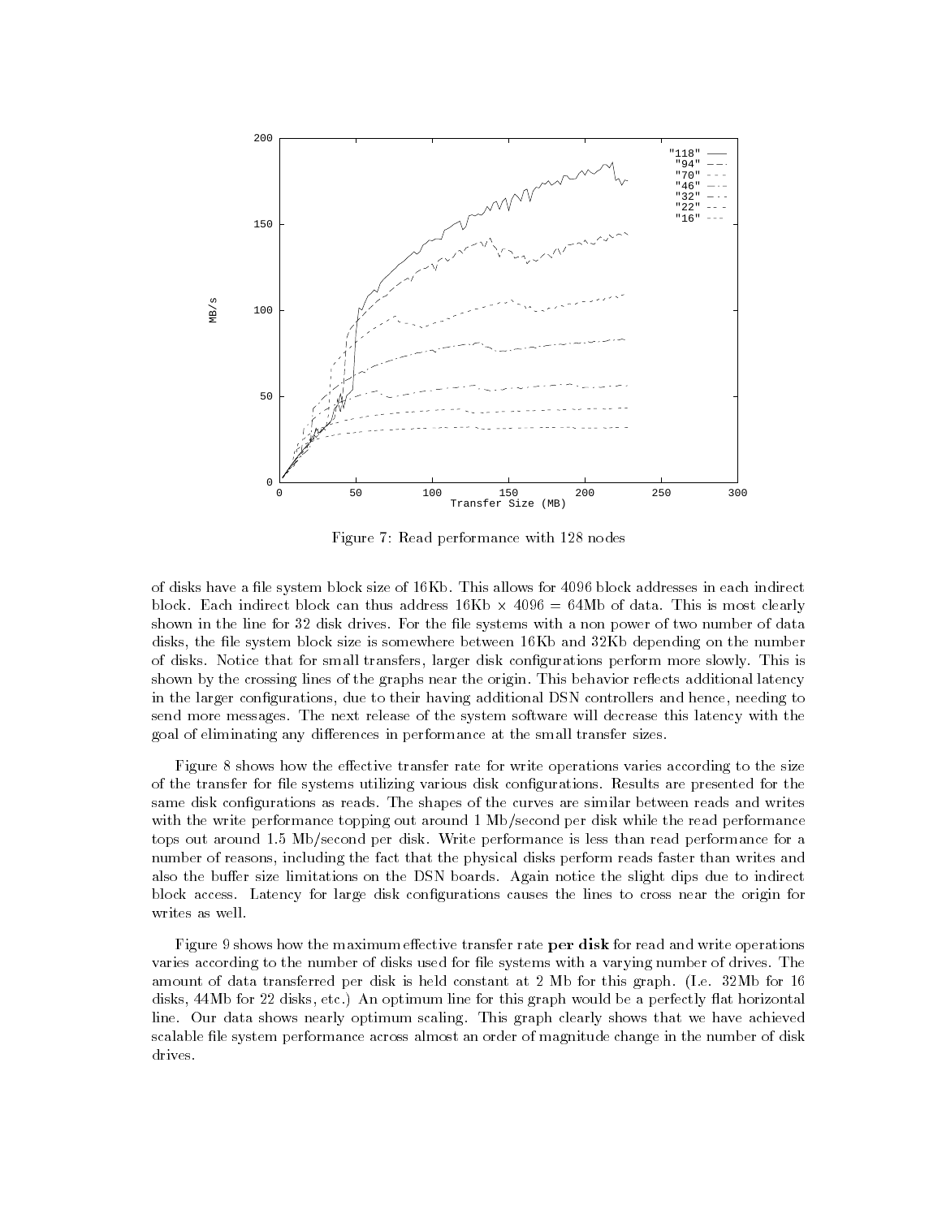Figure 7: Read performance with 128 nodes

of disks have a file system block size of 16Kb. This allows for 4096 block addresses in each indirect block. Each indirect block can thus address 16Kb x 4096 = 64Mb of data. This is most clearly shown in the line for 32 disk drives. For the file systems with a non power of two number of data disks, the file system block size is somewhere between 16Kb and 32Kb depending on the number of disks. Notice that for small transfers, larger disk configurations perform more slowly. This is shown by the crossing lines of the graphs near the origin. This behavior reflects additional latency in the larger configurations, due to their having additional DSN controllers and hence, needing to send more messages. The next release of the system software will decrease this latency with the goal of eliminating any differences in performance at the small transfer sizes.

Figure 8 shows how the effective transfer rate for write operations varies according to the size of the transfer for file systems utilizing various disk configurations. Results are presented for the same disk configurations as reads. The shapes of the curves are similar between reads and writes with the write performance topping out around 1 Mb/second per disk while the read performance tops out around 1.5 Mb/second per disk. Write performance is less than read performance for a number of reasons, including the fact that the physical disks perform reads faster than writes and also the buffer size limitations on the DSN boards. Again notice the slight dips due to indirect block access. Latency for large disk configurations causes the lines to cross near the origin for writes as well.

Figure 9 shows how the maximum effective transfer rate **per disk** for read and write operations varies according to the number of disks used for file systems with a varying number of drives. The amount of data transferred per disk is held constant at 2 Mb for this graph. (I.e. 32Mb for 16 disks, 44Mb for 22 disks, etc.) An optimum line for this graph would be a perfectly flat horizontal line. Our data shows nearly optimum scaling. This graph clearly shows that we have achieved scalable file system performance across almost an order of magnitude change in the number of disk drives.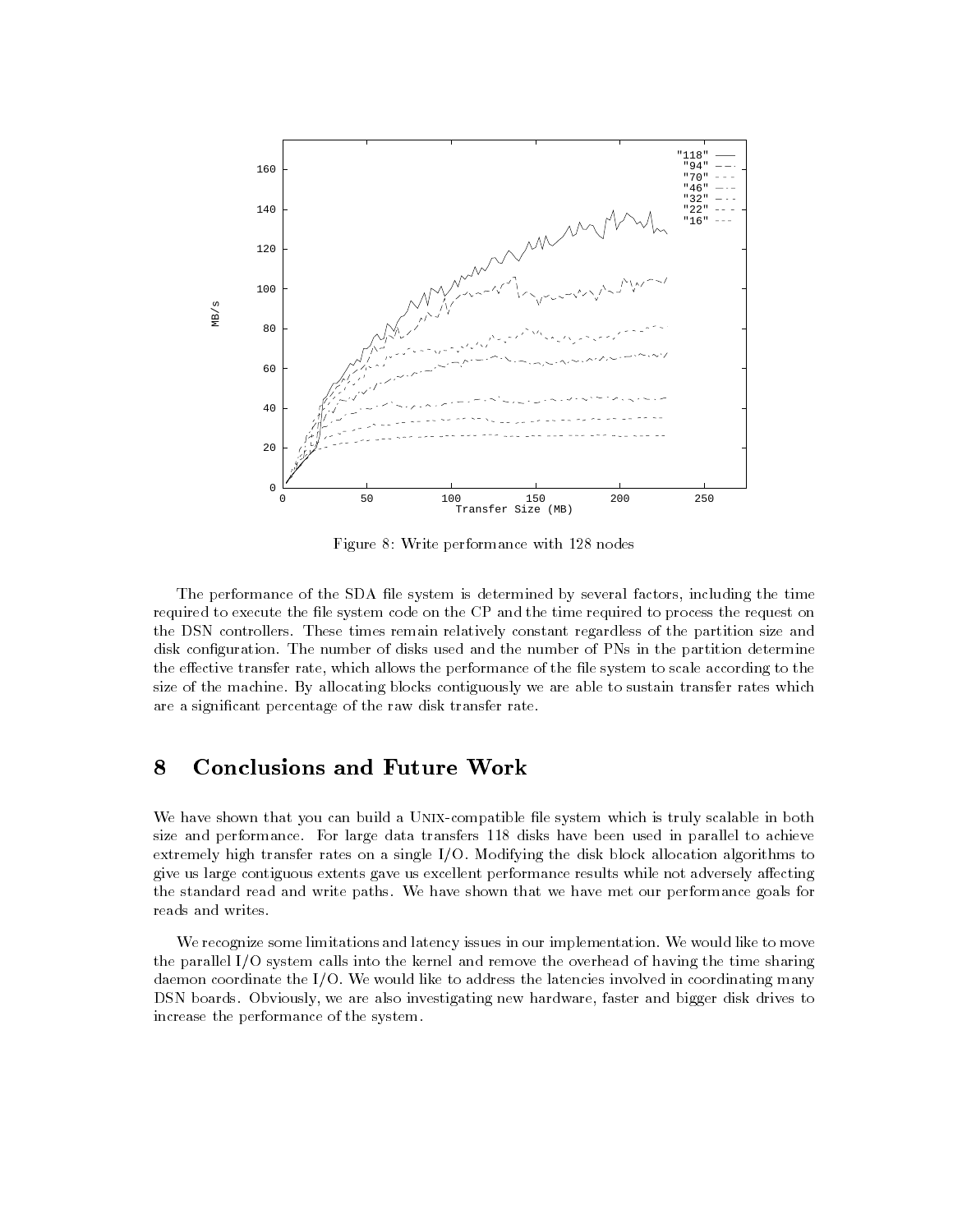Figure 8: Write performance with 128 nodes

The performance of the SDA file system is determined by several factors, including the time required to execute the file system code on the CP and the time required to process the request on the DSN controllers. These times remain relatively constant regardless of the partition size and disk configuration. The number of disks used and the number of PNs in the partition determine the effective transfer rate, which allows the performance of the file system to scale according to the size of the machine. By allocating blocks contiguously we are able to sustain transfer rates which are a significant percentage of the raw disk transfer rate.

# 8 Conclusions and Future Work

We have shown that you can build a UNIX-compatible file system which is truly scalable in both size and performance. For large data transfers 118 disks have been used in parallel to achieve extremely high transfer rates on a single I/O. Modifying the disk block allocation algorithms to give us large contiguous extents gave us excellent performance results while not adversely affecting the standard read and write paths. We have shown that we have met our performance goals for reads and writes.

We recognize some limitations and latency issues in our implementation. We would like to move the parallel I/O system calls into the kernel and remove the overhead of having the time sharing daemon coordinate the I/O. We would like to address the latencies involved in coordinating many DSN boards. Obviously, we are also investigating new hardware, faster and bigger disk drives to increase the performance of the system.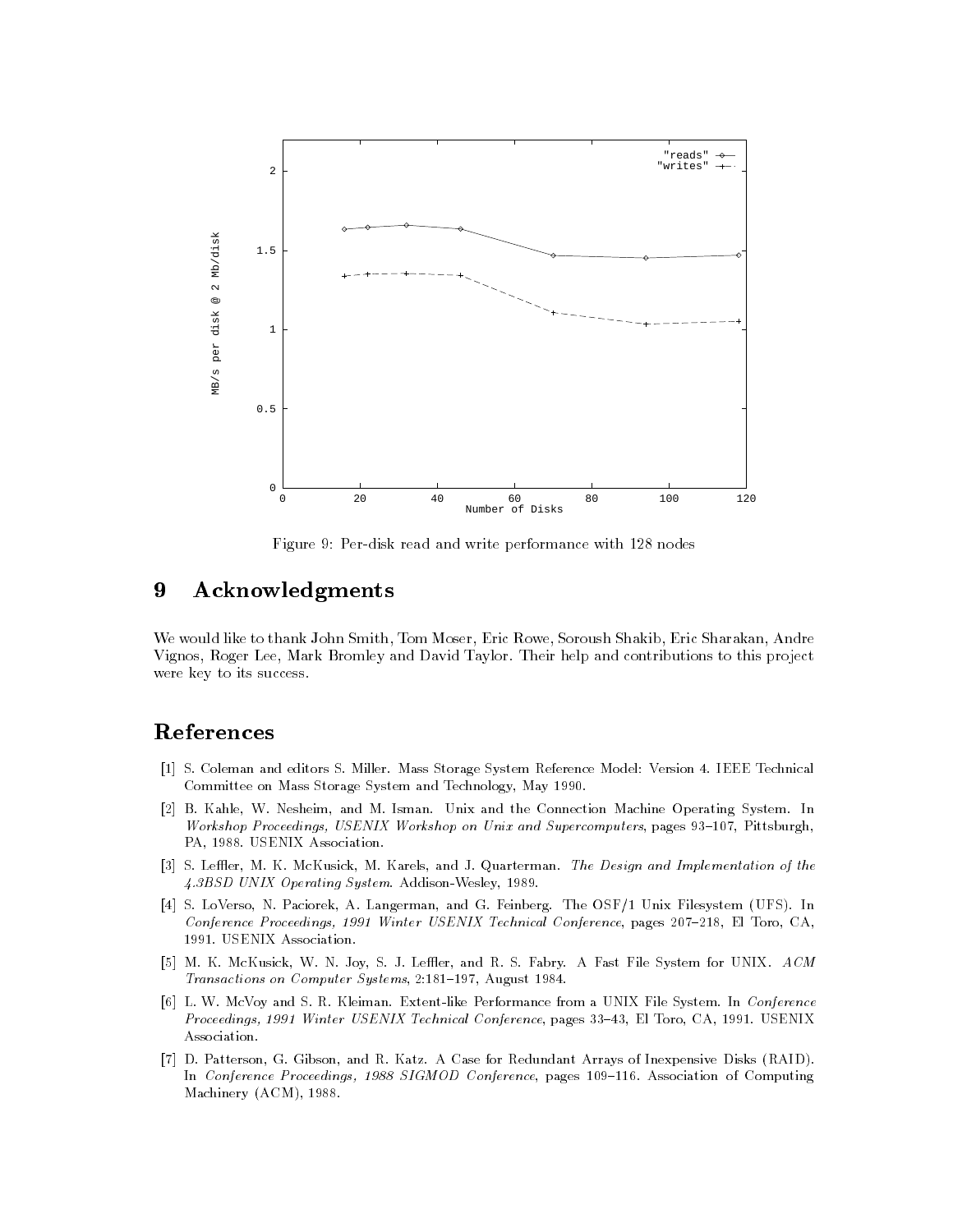Figure 9: Per-disk read and write performance with 128 nodes

# 9 Acknowledgments

We would like to thank John Smith, Tom Moser, Eric Rowe, Soroush Shakib, Eric Sharakan, Andre Vignos, Roger Lee, Mark Bromley and David Taylor. Their help and contributions to this project were key to its success.

# References

[1] S. Coleman and editors S. Miller. Mass Storage System Reference Model: Version 4. IEEE Technical Committee on Mass Storage System and Technology, May 1990.

[2] B. Kahle, W. Nesheim, and M. Isman. Unix and the Connection Machine Operating System. In *Workshop Proceedings, USENIX Workshop on Unix and Supercomputers*, pages 93–107, Pittsburgh, PA, 1988. USENIX Association.

[3] S. Leffler, M. K. McKusick, M. Karels, and J. Quarterman. *The Design and Implementation of the 4.3BSD UNIX Operating System*. Addison-Wesley, 1989.

[4] S. LoVerso, N. Paciorek, A. Langerman, and G. Feinberg. The OSF/1 Unix Filesystem (UFS). In *Conference Proceedings, 1991 Winter USENIX Technical Conference*, pages 207–218, El Toro, CA, 1991. USENIX Association.

[5] M. K. McKusick, W. N. Joy, S. J. Leffler, and R. S. Fabry. A Fast File System for UNIX. *ACM Transactions on Computer Systems*, 2:181–197, August 1984.

[6] L. W. McVoy and S. R. Kleiman. Extent-like Performance from a UNIX File System. In *Conference Proceedings, 1991 Winter USENIX Technical Conference*, pages 33–43, El Toro, CA, 1991. USENIX Association.

[7] D. Patterson, G. Gibson, and R. Katz. A Case for Redundant Arrays of Inexpensive Disks (RAID). In *Conference Proceedings, 1988 SIGMOD Conference*, pages 109–116. Association of Computing Machinery (ACM), 1988.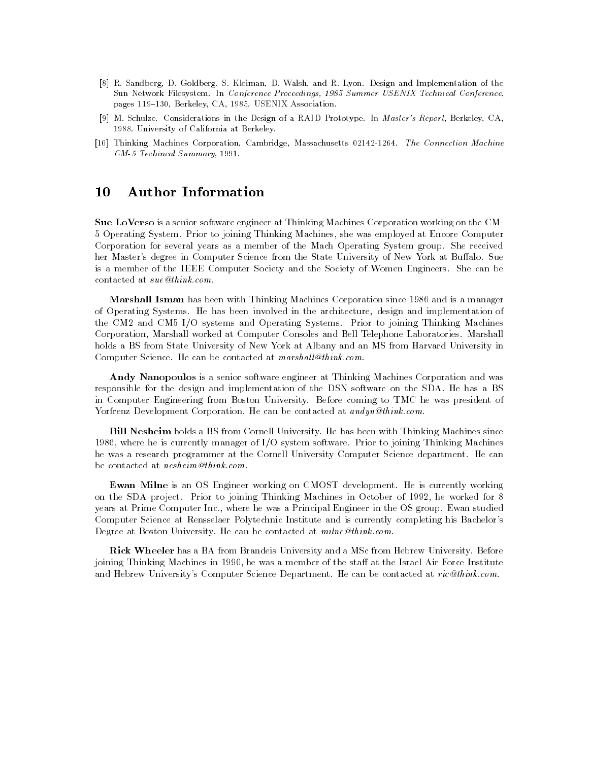[8] R. Sandberg, D. Goldberg, S. Kleiman, D. Walsh, and R. Lyon. Design and Implementation of the Sun Network Filesystem. In *Conference Proceedings, 1985 Summer USENIX Technical Conference*, pages 119–130, Berkeley, CA, 1985. USENIX Association.

[9] M. Schulze. Considerations in the Design of a RAID Prototype. In *Master's Report*, Berkeley, CA, 1988. University of California at Berkeley.

[10] Thinking Machines Corporation, Cambridge, Massachusetts 02142-1264. *The Connection Machine CM-5 Techincal Summary*, 1991.

# 10 Author Information

**Sue LoVerso** is a senior software engineer at Thinking Machines Corporation working on the CM-5 Operating System. Prior to joining Thinking Machines, she was employed at Encore Computer Corporation for several years as a member of the Mach Operating System group. She received her Master's degree in Computer Science from the State University of New York at Buffalo. Sue is a member of the IEEE Computer Society and the Society of Women Engineers. She can be contacted at *sue@think.com*.

**Marshall Isman** has been with Thinking Machines Corporation since 1986 and is a manager of Operating Systems. He has been involved in the architecture, design and implementation of the CM2 and CM5 I/O systems and Operating Systems. Prior to joining Thinking Machines Corporation, Marshall worked at Computer Consoles and Bell Telephone Laboratories. Marshall holds a BS from State University of New York at Albany and an MS from Harvard University in Computer Science. He can be contacted at *marshall@think.com*.

**Andy Nanopoulos** is a senior software engineer at Thinking Machines Corporation and was responsible for the design and implementation of the DSN software on the SDA. He has a BS in Computer Engineering from Boston University. Before coming to TMC he was president of Yorfrenz Development Corporation. He can be contacted at *andyn@think.com*.

**Bill Nesheim** holds a BS from Cornell University. He has been with Thinking Machines since 1986, where he is currently manager of I/O system software. Prior to joining Thinking Machines he was a research programmer at the Cornell University Computer Science department. He can be contacted at *nesheim@think.com*.

**Ewan Milne** is an OS Engineer working on CMOST development. He is currently working on the SDA project. Prior to joining Thinking Machines in October of 1992, he worked for 8 years at Prime Computer Inc., where he was a Principal Engineer in the OS group. Ewan studied Computer Science at Rensselaer Polytechnic Institute and is currently completing his Bachelor's Degree at Boston University. He can be contacted at *milne@think.com*.

**Rick Wheeler** has a BA from Brandeis University and a MSc from Hebrew University. Before joining Thinking Machines in 1990, he was a member of the staff at the Israel Air Force Institute and Hebrew University's Computer Science Department. He can be contacted at *ric@think.com*.